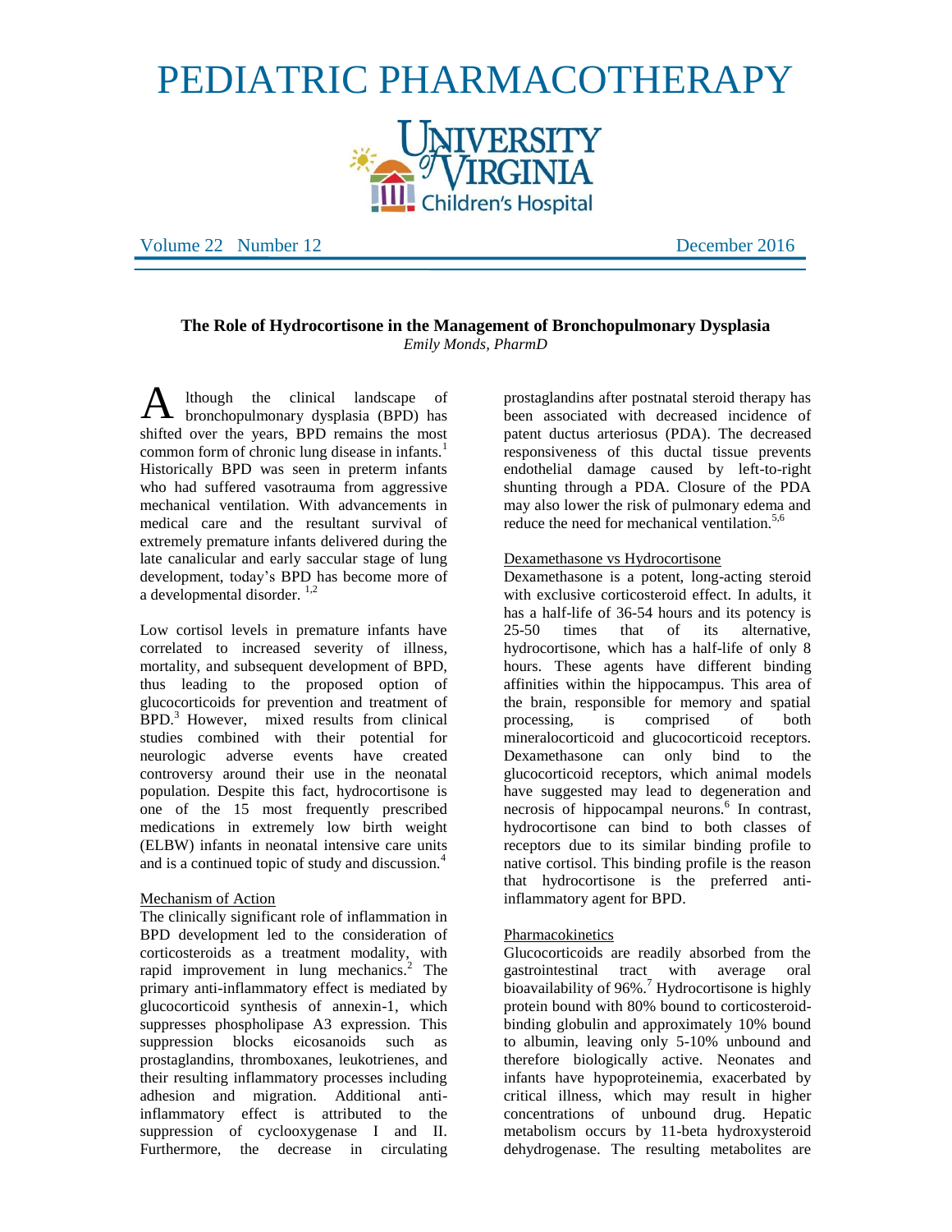# PEDIATRIC PHARMACOTHERAPY

University of Virginia Children's Hospital

Volume 22 Number 12 — December 2016

## The Role of Hydrocortisone in the Management of Bronchopulmonary Dysplasia

*Emily Monds, PharmD*

Although the clinical landscape of bronchopulmonary dysplasia (BPD) has shifted over the years, BPD remains the most common form of chronic lung disease in infants.[1] Historically BPD was seen in preterm infants who had suffered vasotrauma from aggressive mechanical ventilation. With advancements in medical care and the resultant survival of extremely premature infants delivered during the late canalicular and early saccular stage of lung development, today's BPD has become more of a developmental disorder. [1,2]

Low cortisol levels in premature infants have correlated to increased severity of illness, mortality, and subsequent development of BPD, thus leading to the proposed option of glucocorticoids for prevention and treatment of BPD.[3] However, mixed results from clinical studies combined with their potential for neurologic adverse events have created controversy around their use in the neonatal population. Despite this fact, hydrocortisone is one of the 15 most frequently prescribed medications in extremely low birth weight (ELBW) infants in neonatal intensive care units and is a continued topic of study and discussion.[4]

### Mechanism of Action

The clinically significant role of inflammation in BPD development led to the consideration of corticosteroids as a treatment modality, with rapid improvement in lung mechanics.[2] The primary anti-inflammatory effect is mediated by glucocorticoid synthesis of annexin-1, which suppresses phospholipase A3 expression. This suppression blocks eicosanoids such as prostaglandins, thromboxanes, leukotrienes, and their resulting inflammatory processes including adhesion and migration. Additional anti-inflammatory effect is attributed to the suppression of cyclooxygenase I and II. Furthermore, the decrease in circulating prostaglandins after postnatal steroid therapy has been associated with decreased incidence of patent ductus arteriosus (PDA). The decreased responsiveness of this ductal tissue prevents endothelial damage caused by left-to-right shunting through a PDA. Closure of the PDA may also lower the risk of pulmonary edema and reduce the need for mechanical ventilation.[5,6]

### Dexamethasone vs Hydrocortisone

Dexamethasone is a potent, long-acting steroid with exclusive corticosteroid effect. In adults, it has a half-life of 36-54 hours and its potency is 25-50 times that of its alternative, hydrocortisone, which has a half-life of only 8 hours. These agents have different binding affinities within the hippocampus. This area of the brain, responsible for memory and spatial processing, is comprised of both mineralocorticoid and glucocorticoid receptors. Dexamethasone can only bind to the glucocorticoid receptors, which animal models have suggested may lead to degeneration and necrosis of hippocampal neurons.[6] In contrast, hydrocortisone can bind to both classes of receptors due to its similar binding profile to native cortisol. This binding profile is the reason that hydrocortisone is the preferred anti-inflammatory agent for BPD.

### Pharmacokinetics

Glucocorticoids are readily absorbed from the gastrointestinal tract with average oral bioavailability of 96%.[7] Hydrocortisone is highly protein bound with 80% bound to corticosteroid-binding globulin and approximately 10% bound to albumin, leaving only 5-10% unbound and therefore biologically active. Neonates and infants have hypoproteinemia, exacerbated by critical illness, which may result in higher concentrations of unbound drug. Hepatic metabolism occurs by 11-beta hydroxysteroid dehydrogenase. The resulting metabolites are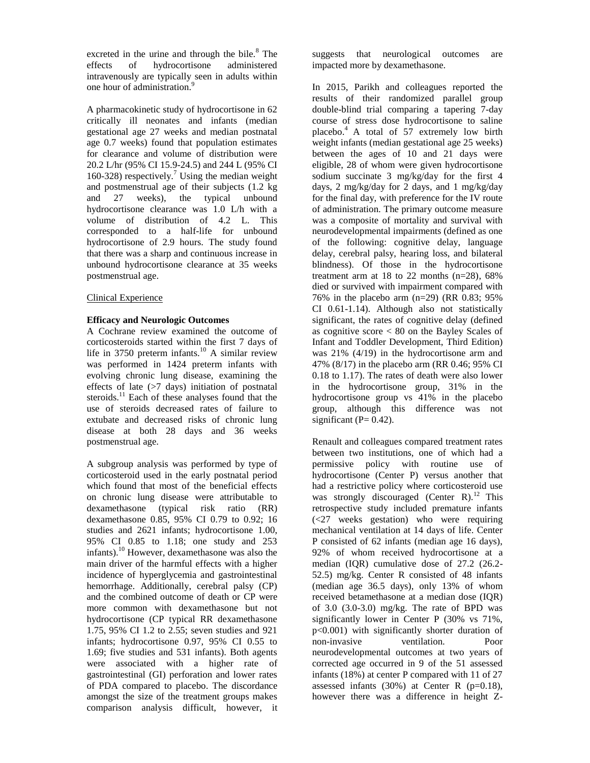excreted in the urine and through the bile.[8] The effects of hydrocortisone administered intravenously are typically seen in adults within one hour of administration.[9]

A pharmacokinetic study of hydrocortisone in 62 critically ill neonates and infants (median gestational age 27 weeks and median postnatal age 0.7 weeks) found that population estimates for clearance and volume of distribution were 20.2 L/hr (95% CI 15.9-24.5) and 244 L (95% CI 160-328) respectively.[7] Using the median weight and postmenstrual age of their subjects (1.2 kg and 27 weeks), the typical unbound hydrocortisone clearance was 1.0 L/h with a volume of distribution of 4.2 L. This corresponded to a half-life for unbound hydrocortisone of 2.9 hours. The study found that there was a sharp and continuous increase in unbound hydrocortisone clearance at 35 weeks postmenstrual age.

Clinical Experience

**Efficacy and Neurologic Outcomes**

A Cochrane review examined the outcome of corticosteroids started within the first 7 days of life in 3750 preterm infants.[10] A similar review was performed in 1424 preterm infants with evolving chronic lung disease, examining the effects of late (>7 days) initiation of postnatal steroids.[11] Each of these analyses found that the use of steroids decreased rates of failure to extubate and decreased risks of chronic lung disease at both 28 days and 36 weeks postmenstrual age.

A subgroup analysis was performed by type of corticosteroid used in the early postnatal period which found that most of the beneficial effects on chronic lung disease were attributable to dexamethasone (typical risk ratio (RR) dexamethasone 0.85, 95% CI 0.79 to 0.92; 16 studies and 2621 infants; hydrocortisone 1.00, 95% CI 0.85 to 1.18; one study and 253 infants).[10] However, dexamethasone was also the main driver of the harmful effects with a higher incidence of hyperglycemia and gastrointestinal hemorrhage. Additionally, cerebral palsy (CP) and the combined outcome of death or CP were more common with dexamethasone but not hydrocortisone (CP typical RR dexamethasone 1.75, 95% CI 1.2 to 2.55; seven studies and 921 infants; hydrocortisone 0.97, 95% CI 0.55 to 1.69; five studies and 531 infants). Both agents were associated with a higher rate of gastrointestinal (GI) perforation and lower rates of PDA compared to placebo. The discordance amongst the size of the treatment groups makes comparison analysis difficult, however, it suggests that neurological outcomes are impacted more by dexamethasone.

In 2015, Parikh and colleagues reported the results of their randomized parallel group double-blind trial comparing a tapering 7-day course of stress dose hydrocortisone to saline placebo.[4] A total of 57 extremely low birth weight infants (median gestational age 25 weeks) between the ages of 10 and 21 days were eligible, 28 of whom were given hydrocortisone sodium succinate 3 mg/kg/day for the first 4 days, 2 mg/kg/day for 2 days, and 1 mg/kg/day for the final day, with preference for the IV route of administration. The primary outcome measure was a composite of mortality and survival with neurodevelopmental impairments (defined as one of the following: cognitive delay, language delay, cerebral palsy, hearing loss, and bilateral blindness). Of those in the hydrocortisone treatment arm at 18 to 22 months (n=28), 68% died or survived with impairment compared with 76% in the placebo arm (n=29) (RR 0.83; 95% CI 0.61-1.14). Although also not statistically significant, the rates of cognitive delay (defined as cognitive score < 80 on the Bayley Scales of Infant and Toddler Development, Third Edition) was 21% (4/19) in the hydrocortisone arm and 47% (8/17) in the placebo arm (RR 0.46; 95% CI 0.18 to 1.17). The rates of death were also lower in the hydrocortisone group, 31% in the hydrocortisone group vs 41% in the placebo group, although this difference was not significant (P= 0.42).

Renault and colleagues compared treatment rates between two institutions, one of which had a permissive policy with routine use of hydrocortisone (Center P) versus another that had a restrictive policy where corticosteroid use was strongly discouraged (Center R).[12] This retrospective study included premature infants (<27 weeks gestation) who were requiring mechanical ventilation at 14 days of life. Center P consisted of 62 infants (median age 16 days), 92% of whom received hydrocortisone at a median (IQR) cumulative dose of 27.2 (26.2-52.5) mg/kg. Center R consisted of 48 infants (median age 36.5 days), only 13% of whom received betamethasone at a median dose (IQR) of 3.0 (3.0-3.0) mg/kg. The rate of BPD was significantly lower in Center P (30% vs 71%, p<0.001) with significantly shorter duration of non-invasive ventilation. Poor neurodevelopmental outcomes at two years of corrected age occurred in 9 of the 51 assessed infants (18%) at center P compared with 11 of 27 assessed infants (30%) at Center R (p=0.18), however there was a difference in height Z-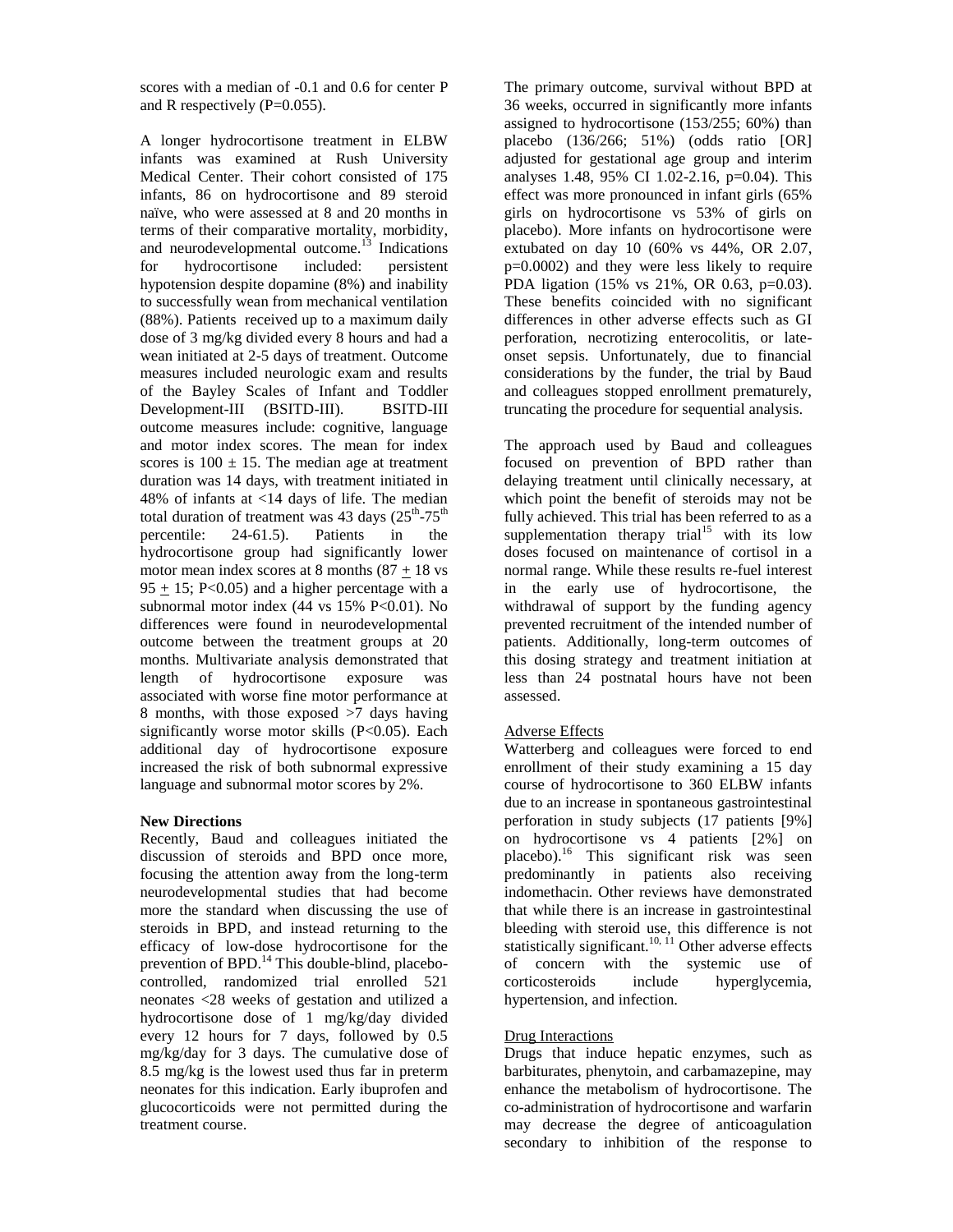scores with a median of -0.1 and 0.6 for center P and R respectively (P=0.055).

A longer hydrocortisone treatment in ELBW infants was examined at Rush University Medical Center. Their cohort consisted of 175 infants, 86 on hydrocortisone and 89 steroid naïve, who were assessed at 8 and 20 months in terms of their comparative mortality, morbidity, and neurodevelopmental outcome.[13] Indications for hydrocortisone included: persistent hypotension despite dopamine (8%) and inability to successfully wean from mechanical ventilation (88%). Patients received up to a maximum daily dose of 3 mg/kg divided every 8 hours and had a wean initiated at 2-5 days of treatment. Outcome measures included neurologic exam and results of the Bayley Scales of Infant and Toddler Development-III (BSITD-III). BSITD-III outcome measures include: cognitive, language and motor index scores. The mean for index scores is $100 \pm 15$. The median age at treatment duration was 14 days, with treatment initiated in 48% of infants at <14 days of life. The median total duration of treatment was 43 days ($25^{th}$-$75^{th}$ percentile: 24-61.5). Patients in the hydrocortisone group had significantly lower motor mean index scores at 8 months ($87 \pm 18$ vs $95 \pm 15$; P<0.05) and a higher percentage with a subnormal motor index (44 vs 15% P<0.01). No differences were found in neurodevelopmental outcome between the treatment groups at 20 months. Multivariate analysis demonstrated that length of hydrocortisone exposure was associated with worse fine motor performance at 8 months, with those exposed >7 days having significantly worse motor skills (P<0.05). Each additional day of hydrocortisone exposure increased the risk of both subnormal expressive language and subnormal motor scores by 2%.

**New Directions**

Recently, Baud and colleagues initiated the discussion of steroids and BPD once more, focusing the attention away from the long-term neurodevelopmental studies that had become more the standard when discussing the use of steroids in BPD, and instead returning to the efficacy of low-dose hydrocortisone for the prevention of BPD.[14] This double-blind, placebo-controlled, randomized trial enrolled 521 neonates <28 weeks of gestation and utilized a hydrocortisone dose of 1 mg/kg/day divided every 12 hours for 7 days, followed by 0.5 mg/kg/day for 3 days. The cumulative dose of 8.5 mg/kg is the lowest used thus far in preterm neonates for this indication. Early ibuprofen and glucocorticoids were not permitted during the treatment course.

The primary outcome, survival without BPD at 36 weeks, occurred in significantly more infants assigned to hydrocortisone (153/255; 60%) than placebo (136/266; 51%) (odds ratio [OR] adjusted for gestational age group and interim analyses 1.48, 95% CI 1.02-2.16, p=0.04). This effect was more pronounced in infant girls (65% girls on hydrocortisone vs 53% of girls on placebo). More infants on hydrocortisone were extubated on day 10 (60% vs 44%, OR 2.07, p=0.0002) and they were less likely to require PDA ligation (15% vs 21%, OR 0.63, p=0.03). These benefits coincided with no significant differences in other adverse effects such as GI perforation, necrotizing enterocolitis, or late-onset sepsis. Unfortunately, due to financial considerations by the funder, the trial by Baud and colleagues stopped enrollment prematurely, truncating the procedure for sequential analysis.

The approach used by Baud and colleagues focused on prevention of BPD rather than delaying treatment until clinically necessary, at which point the benefit of steroids may not be fully achieved. This trial has been referred to as a supplementation therapy trial[15] with its low doses focused on maintenance of cortisol in a normal range. While these results re-fuel interest in the early use of hydrocortisone, the withdrawal of support by the funding agency prevented recruitment of the intended number of patients. Additionally, long-term outcomes of this dosing strategy and treatment initiation at less than 24 postnatal hours have not been assessed.

Adverse Effects

Watterberg and colleagues were forced to end enrollment of their study examining a 15 day course of hydrocortisone to 360 ELBW infants due to an increase in spontaneous gastrointestinal perforation in study subjects (17 patients [9%] on hydrocortisone vs 4 patients [2%] on placebo).[16] This significant risk was seen predominantly in patients also receiving indomethacin. Other reviews have demonstrated that while there is an increase in gastrointestinal bleeding with steroid use, this difference is not statistically significant.[10, 11] Other adverse effects of concern with the systemic use of corticosteroids include hyperglycemia, hypertension, and infection.

Drug Interactions

Drugs that induce hepatic enzymes, such as barbiturates, phenytoin, and carbamazepine, may enhance the metabolism of hydrocortisone. The co-administration of hydrocortisone and warfarin may decrease the degree of anticoagulation secondary to inhibition of the response to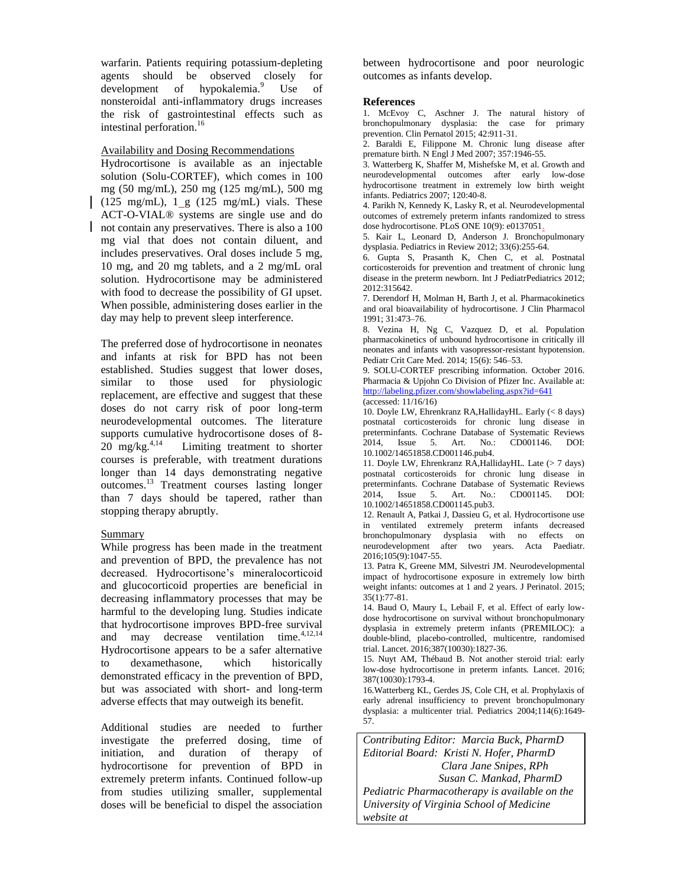warfarin. Patients requiring potassium-depleting agents should be observed closely for development of hypokalemia.[9] Use of nonsteroidal anti-inflammatory drugs increases the risk of gastrointestinal effects such as intestinal perforation.[16]

Availability and Dosing Recommendations

Hydrocortisone is available as an injectable solution (Solu-CORTEF), which comes in 100 mg (50 mg/mL), 250 mg (125 mg/mL), 500 mg (125 mg/mL), 1 g (125 mg/mL) vials. These ACT-O-VIAL® systems are single use and do not contain any preservatives. There is also a 100 mg vial that does not contain diluent, and includes preservatives. Oral doses include 5 mg, 10 mg, and 20 mg tablets, and a 2 mg/mL oral solution. Hydrocortisone may be administered with food to decrease the possibility of GI upset. When possible, administering doses earlier in the day may help to prevent sleep interference.

The preferred dose of hydrocortisone in neonates and infants at risk for BPD has not been established. Studies suggest that lower doses, similar to those used for physiologic replacement, are effective and suggest that these doses do not carry risk of poor long-term neurodevelopmental outcomes. The literature supports cumulative hydrocortisone doses of 8-20 mg/kg.[4,14] Limiting treatment to shorter courses is preferable, with treatment durations longer than 14 days demonstrating negative outcomes.[13] Treatment courses lasting longer than 7 days should be tapered, rather than stopping therapy abruptly.

Summary

While progress has been made in the treatment and prevention of BPD, the prevalence has not decreased. Hydrocortisone's mineralocorticoid and glucocorticoid properties are beneficial in decreasing inflammatory processes that may be harmful to the developing lung. Studies indicate that hydrocortisone improves BPD-free survival and may decrease ventilation time.[4,12,14] Hydrocortisone appears to be a safer alternative to dexamethasone, which historically demonstrated efficacy in the prevention of BPD, but was associated with short- and long-term adverse effects that may outweigh its benefit.

Additional studies are needed to further investigate the preferred dosing, time of initiation, and duration of therapy of hydrocortisone for prevention of BPD in extremely preterm infants. Continued follow-up from studies utilizing smaller, supplemental doses will be beneficial to dispel the association between hydrocortisone and poor neurologic outcomes as infants develop.

## References

1. McEvoy C, Aschner J. The natural history of bronchopulmonary dysplasia: the case for primary prevention. Clin Pernatol 2015; 42:911-31.
2. Baraldi E, Filippone M. Chronic lung disease after premature birth. N Engl J Med 2007; 357:1946-55.
3. Watterberg K, Shaffer M, Mishefske M, et al. Growth and neurodevelopmental outcomes after early low-dose hydrocortisone treatment in extremely low birth weight infants. Pediatrics 2007; 120:40-8.
4. Parikh N, Kennedy K, Lasky R, et al. Neurodevelopmental outcomes of extremely preterm infants randomized to stress dose hydrocortisone. PLoS ONE 10(9): e0137051.
5. Kair L, Leonard D, Anderson J. Bronchopulmonary dysplasia. Pediatrics in Review 2012; 33(6):255-64.
6. Gupta S, Prasanth K, Chen C, et al. Postnatal corticosteroids for prevention and treatment of chronic lung disease in the preterm newborn. Int J PediatrPediatrics 2012; 2012:315642.
7. Derendorf H, Molman H, Barth J, et al. Pharmacokinetics and oral bioavailability of hydrocortisone. J Clin Pharmacol 1991; 31:473–76.
8. Vezina H, Ng C, Vazquez D, et al. Population pharmacokinetics of unbound hydrocortisone in critically ill neonates and infants with vasopressor-resistant hypotension. Pediatr Crit Care Med. 2014; 15(6): 546–53.
9. SOLU-CORTEF prescribing information. October 2016. Pharmacia & Upjohn Co Division of Pfizer Inc. Available at: http://labeling.pfizer.com/showlabeling.aspx?id=641 (accessed: 11/16/16)
10. Doyle LW, Ehrenkranz RA,HallidayHL. Early (< 8 days) postnatal corticosteroids for chronic lung disease in preterminfants. Cochrane Database of Systematic Reviews 2014, Issue 5. Art. No.: CD001146. DOI: 10.1002/14651858.CD001146.pub4.
11. Doyle LW, Ehrenkranz RA,HallidayHL. Late (> 7 days) postnatal corticosteroids for chronic lung disease in preterminfants. Cochrane Database of Systematic Reviews 2014, Issue 5. Art. No.: CD001145. DOI: 10.1002/14651858.CD001145.pub3.
12. Renault A, Patkai J, Dassieu G, et al. Hydrocortisone use in ventilated extremely preterm infants decreased bronchopulmonary dysplasia with no effects on neurodevelopment after two years. Acta Paediatr. 2016;105(9):1047-55.
13. Patra K, Greene MM, Silvestri JM. Neurodevelopmental impact of hydrocortisone exposure in extremely low birth weight infants: outcomes at 1 and 2 years. J Perinatol. 2015; 35(1):77-81.
14. Baud O, Maury L, Lebail F, et al. Effect of early low-dose hydrocortisone on survival without bronchopulmonary dysplasia in extremely preterm infants (PREMILOC): a double-blind, placebo-controlled, multicentre, randomised trial. Lancet. 2016;387(10030):1827-36.
15. Nuyt AM, Thébaud B. Not another steroid trial: early low-dose hydrocortisone in preterm infants. Lancet. 2016; 387(10030):1793-4.
16. Watterberg KL, Gerdes JS, Cole CH, et al. Prophylaxis of early adrenal insufficiency to prevent bronchopulmonary dysplasia: a multicenter trial. Pediatrics 2004;114(6):1649-57.

*Contributing Editor: Marcia Buck, PharmD*
*Editorial Board: Kristi N. Hofer, PharmD*
*Clara Jane Snipes, RPh*
*Susan C. Mankad, PharmD*
*Pediatric Pharmacotherapy is available on the University of Virginia School of Medicine website at*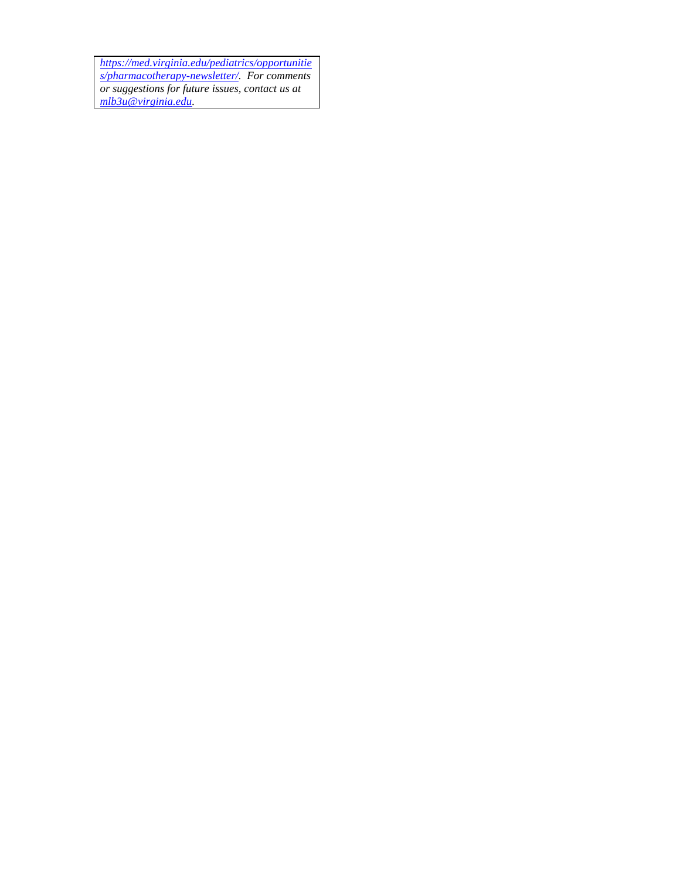*[https://med.virginia.edu/pediatrics/opportunities/pharmacotherapy-newsletter/](https://med.virginia.edu/pediatrics/opportunities/pharmacotherapy-newsletter/). For comments or suggestions for future issues, contact us at [mlb3u@virginia.edu](mailto:mlb3u@virginia.edu).*